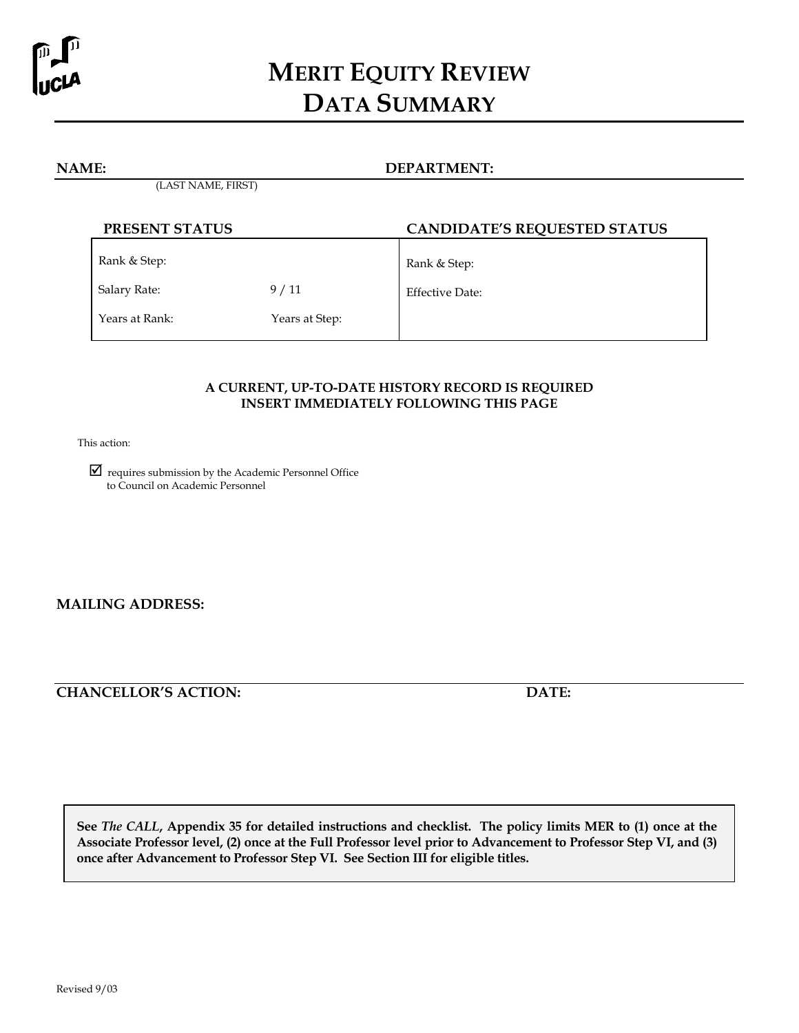# MERIT EQUITY REVIEW DATA SUMMARY

**NAME:** (LAST NAME, FIRST) **DEPARTMENT:**

| **PRESENT STATUS** | | **CANDIDATE'S REQUESTED STATUS** |
|---|---|---|
| Rank & Step: | | Rank & Step: |
| Salary Rate: | 9 / 11 | Effective Date: |
| Years at Rank: | Years at Step: | |

**A CURRENT, UP-TO-DATE HISTORY RECORD IS REQUIRED**
**INSERT IMMEDIATELY FOLLOWING THIS PAGE**

This action:

☑ requires submission by the Academic Personnel Office to Council on Academic Personnel

**MAILING ADDRESS:**

**CHANCELLOR'S ACTION:** **DATE:**

**See *The CALL*, Appendix 35 for detailed instructions and checklist. The policy limits MER to (1) once at the Associate Professor level, (2) once at the Full Professor level prior to Advancement to Professor Step VI, and (3) once after Advancement to Professor Step VI. See Section III for eligible titles.**

Revised 9/03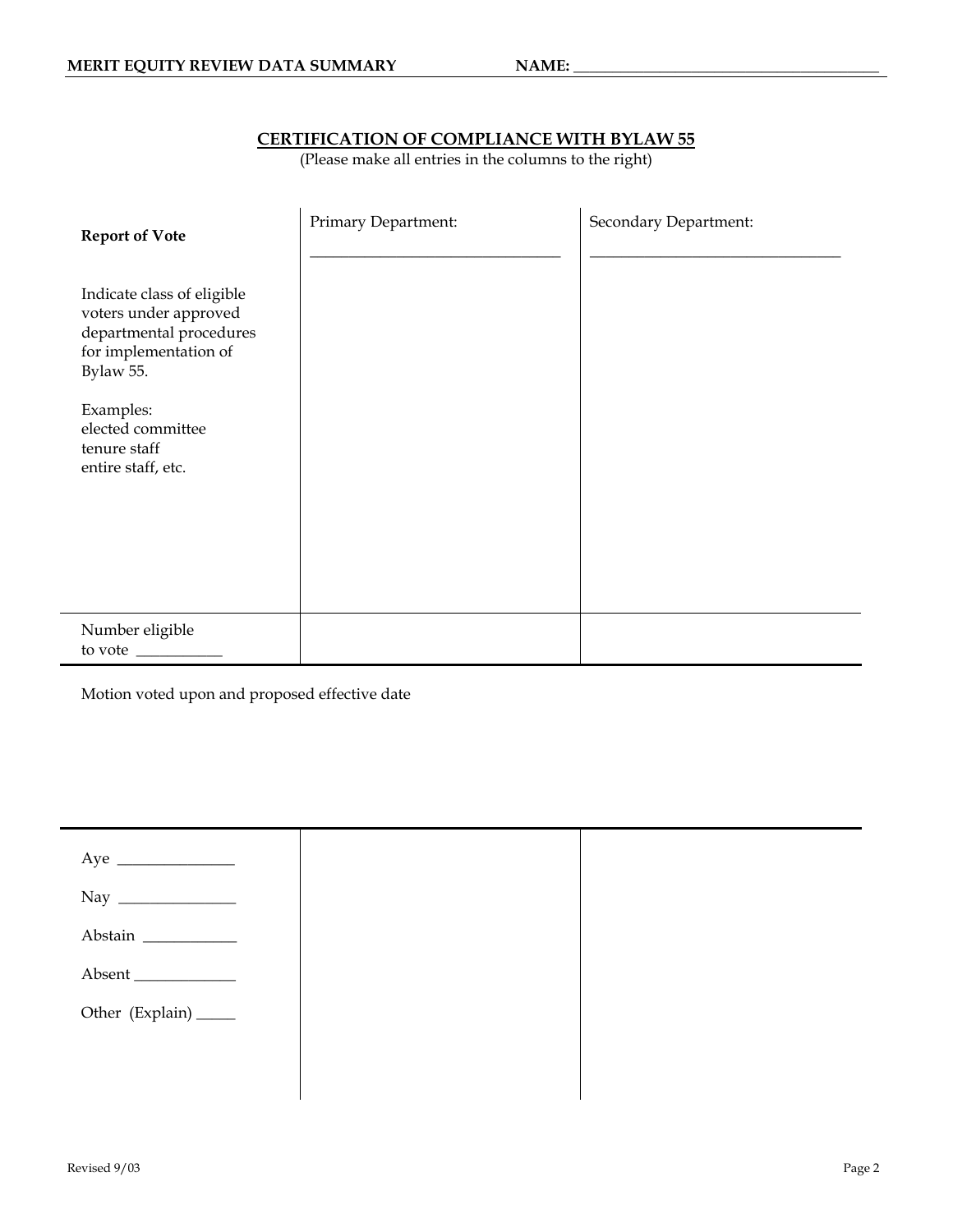**MERIT EQUITY REVIEW DATA SUMMARY** **NAME: ______________________________________**

## CERTIFICATION OF COMPLIANCE WITH BYLAW 55

(Please make all entries in the columns to the right)

| **Report of Vote** | Primary Department: ______________________________ | Secondary Department: ______________________________ |
|---|---|---|
| Indicate class of eligible voters under approved departmental procedures for implementation of Bylaw 55.<br><br>Examples:<br>elected committee<br>tenure staff<br>entire staff, etc. | | |
| Number eligible to vote __________ | | |

Motion voted upon and proposed effective date

| | | |
|---|---|---|
| Aye ______________<br><br>Nay ______________<br><br>Abstain ___________<br><br>Absent ____________<br><br>Other (Explain) _____ | | |

Revised 9/03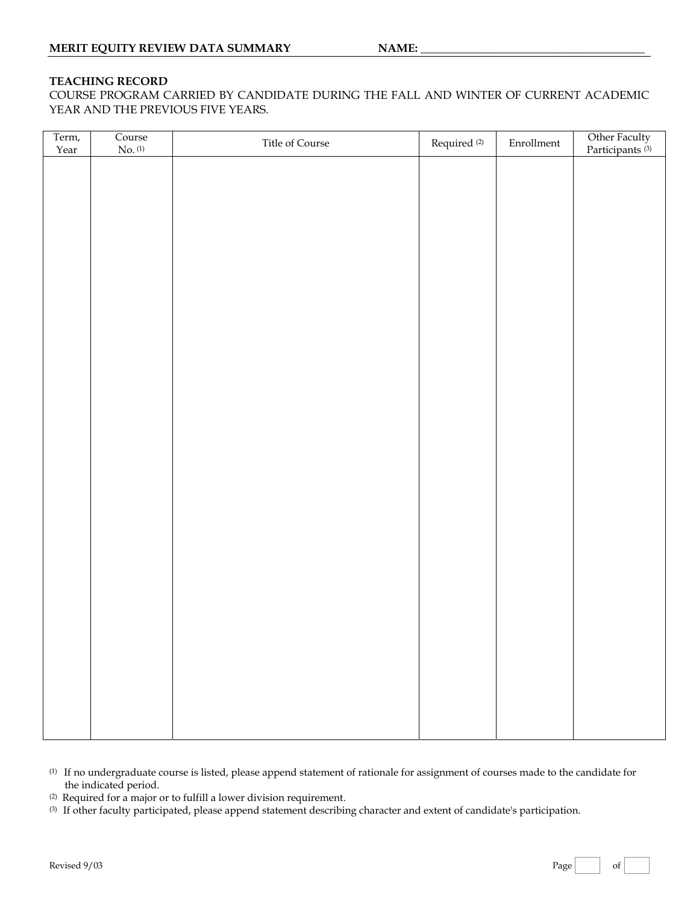**MERIT EQUITY REVIEW DATA SUMMARY** **NAME: ________________________________________**

**TEACHING RECORD**

COURSE PROGRAM CARRIED BY CANDIDATE DURING THE FALL AND WINTER OF CURRENT ACADEMIC YEAR AND THE PREVIOUS FIVE YEARS.

| Term, Year | Course No. (1) | Title of Course | Required (2) | Enrollment | Other Faculty Participants (3) |
|---|---|---|---|---|---|
| | | | | | |

(1) If no undergraduate course is listed, please append statement of rationale for assignment of courses made to the candidate for the indicated period.

(2) Required for a major or to fulfill a lower division requirement.

(3) If other faculty participated, please append statement describing character and extent of candidate's participation.

Revised 9/03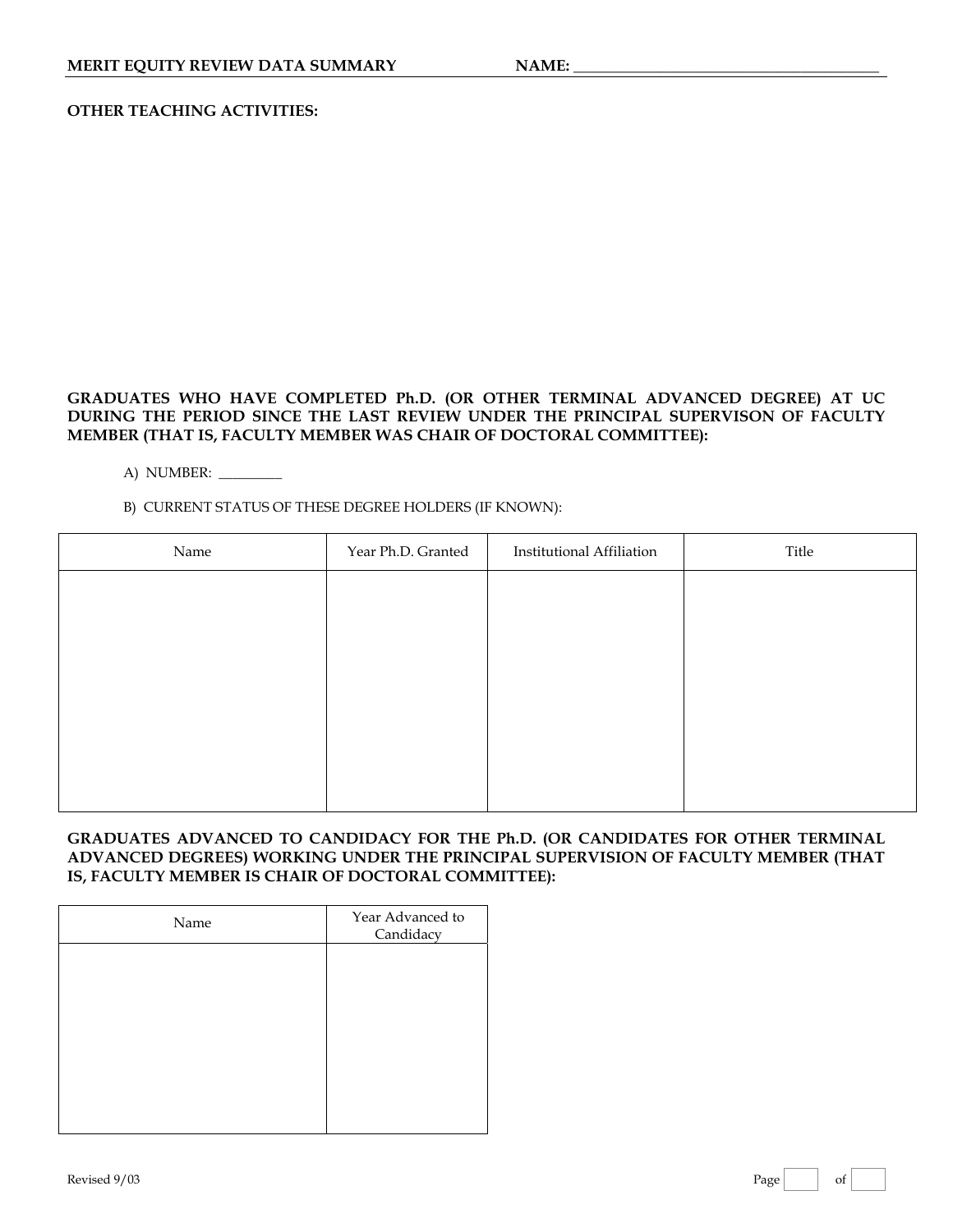**MERIT EQUITY REVIEW DATA SUMMARY NAME: ________________________________________**

**OTHER TEACHING ACTIVITIES:**

**GRADUATES WHO HAVE COMPLETED Ph.D. (OR OTHER TERMINAL ADVANCED DEGREE) AT UC DURING THE PERIOD SINCE THE LAST REVIEW UNDER THE PRINCIPAL SUPERVISON OF FACULTY MEMBER (THAT IS, FACULTY MEMBER WAS CHAIR OF DOCTORAL COMMITTEE):**

A) NUMBER: _________

B) CURRENT STATUS OF THESE DEGREE HOLDERS (IF KNOWN):

| Name | Year Ph.D. Granted | Institutional Affiliation | Title |
|---|---|---|---|
| | | | |

**GRADUATES ADVANCED TO CANDIDACY FOR THE Ph.D. (OR CANDIDATES FOR OTHER TERMINAL ADVANCED DEGREES) WORKING UNDER THE PRINCIPAL SUPERVISION OF FACULTY MEMBER (THAT IS, FACULTY MEMBER IS CHAIR OF DOCTORAL COMMITTEE):**

| Name | Year Advanced to Candidacy |
|---|---|
| | |

Revised 9/03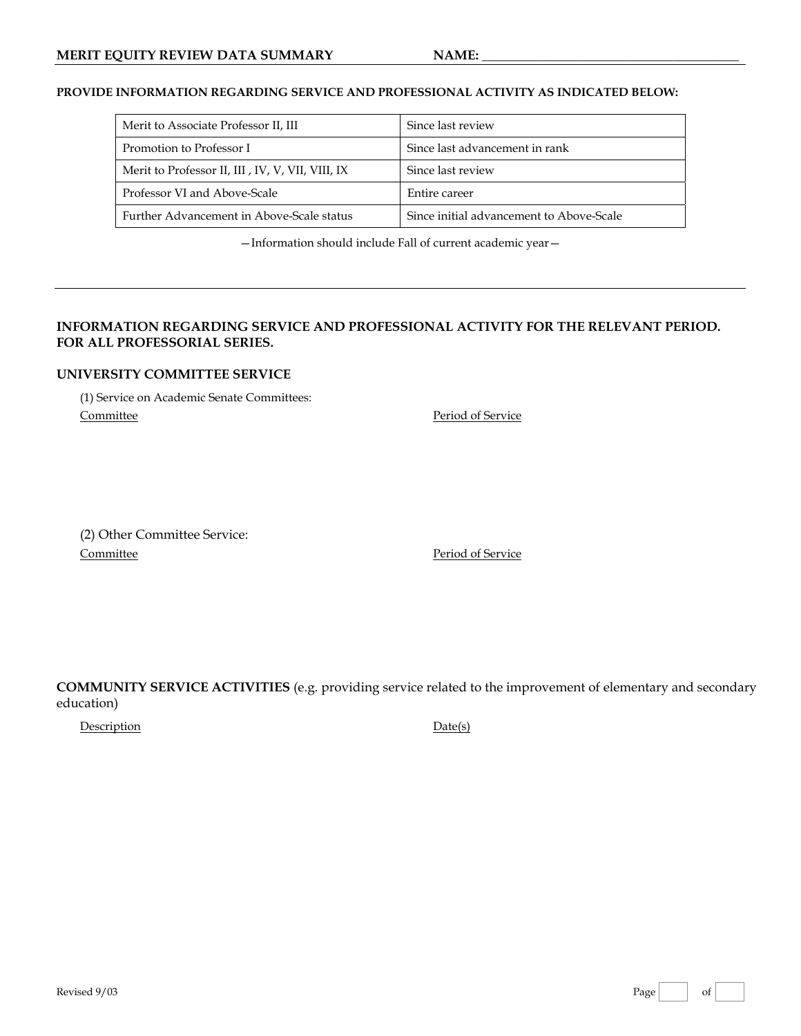**MERIT EQUITY REVIEW DATA SUMMARY** **NAME:** ________________________________________

**PROVIDE INFORMATION REGARDING SERVICE AND PROFESSIONAL ACTIVITY AS INDICATED BELOW:**

| | |
|---|---|
| Merit to Associate Professor II, III | Since last review |
| Promotion to Professor I | Since last advancement in rank |
| Merit to Professor II, III , IV, V, VII, VIII, IX | Since last review |
| Professor VI and Above-Scale | Entire career |
| Further Advancement in Above-Scale status | Since initial advancement to Above-Scale |

—Information should include Fall of current academic year—

---

**INFORMATION REGARDING SERVICE AND PROFESSIONAL ACTIVITY FOR THE RELEVANT PERIOD. FOR ALL PROFESSORIAL SERIES.**

**UNIVERSITY COMMITTEE SERVICE**

(1) Service on Academic Senate Committees:

Committee                                                                                Period of Service

(2) Other Committee Service:

Committee                                                                                Period of Service

**COMMUNITY SERVICE ACTIVITIES** (e.g. providing service related to the improvement of elementary and secondary education)

Description                                                                                Date(s)

Revised 9/03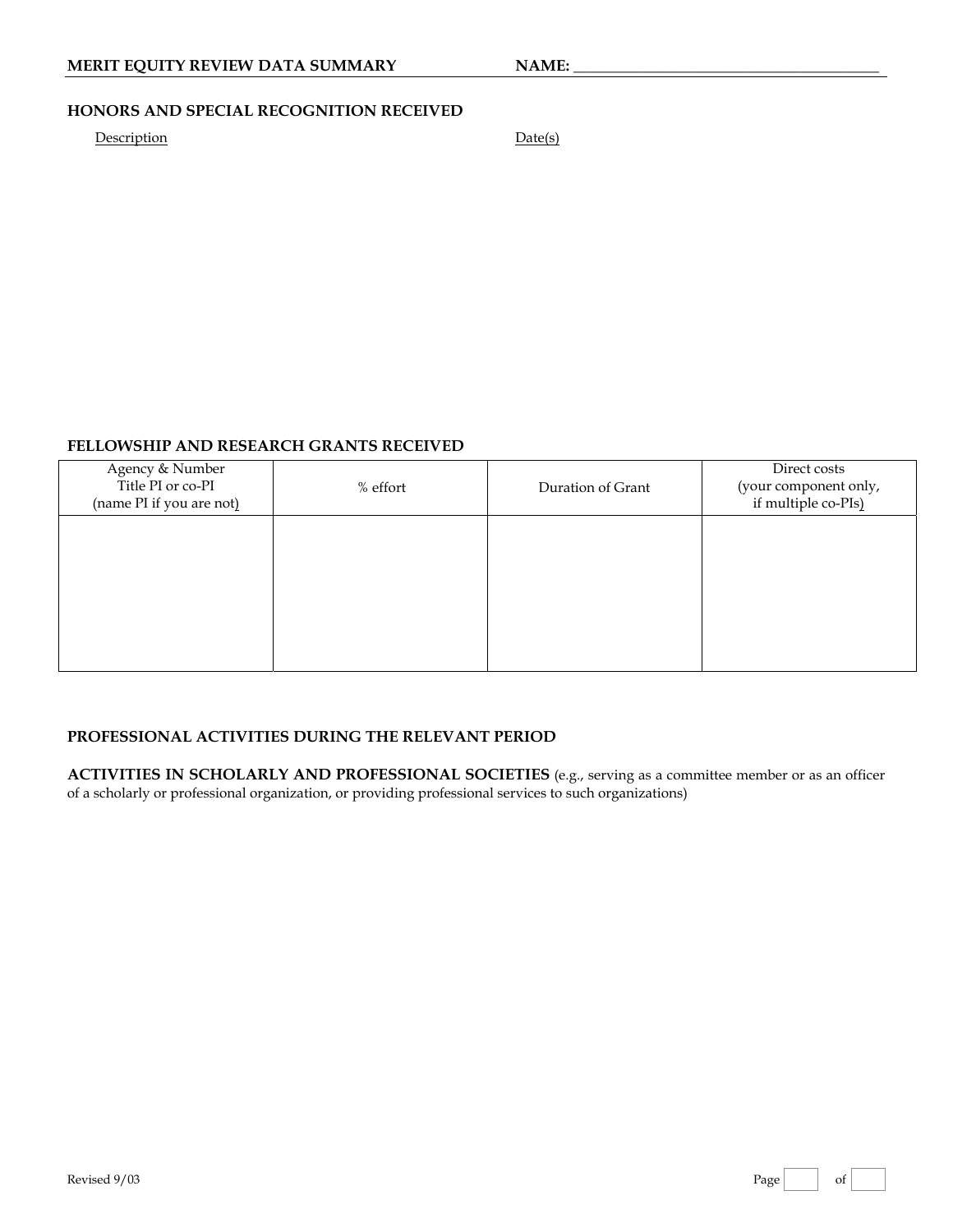**MERIT EQUITY REVIEW DATA SUMMARY** **NAME:** ________________________________________

## HONORS AND SPECIAL RECOGNITION RECEIVED

Description Date(s)

## FELLOWSHIP AND RESEARCH GRANTS RECEIVED

| Agency & Number<br>Title PI or co-PI<br>(name PI if you are not) | % effort | Duration of Grant | Direct costs<br>(your component only,<br>if multiple co-PIs) |
|---|---|---|---|
| | | | |

## PROFESSIONAL ACTIVITIES DURING THE RELEVANT PERIOD

**ACTIVITIES IN SCHOLARLY AND PROFESSIONAL SOCIETIES** (e.g., serving as a committee member or as an officer of a scholarly or professional organization, or providing professional services to such organizations)

Revised 9/03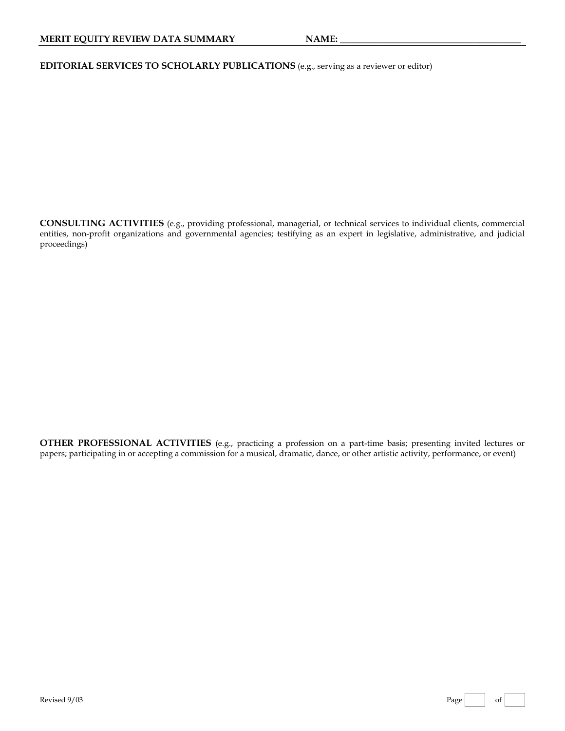**MERIT EQUITY REVIEW DATA SUMMARY** **NAME:** ________________________________________

**EDITORIAL SERVICES TO SCHOLARLY PUBLICATIONS** (e.g., serving as a reviewer or editor)

**CONSULTING ACTIVITIES** (e.g., providing professional, managerial, or technical services to individual clients, commercial entities, non-profit organizations and governmental agencies; testifying as an expert in legislative, administrative, and judicial proceedings)

**OTHER PROFESSIONAL ACTIVITIES** (e.g., practicing a profession on a part-time basis; presenting invited lectures or papers; participating in or accepting a commission for a musical, dramatic, dance, or other artistic activity, performance, or event)

Revised 9/03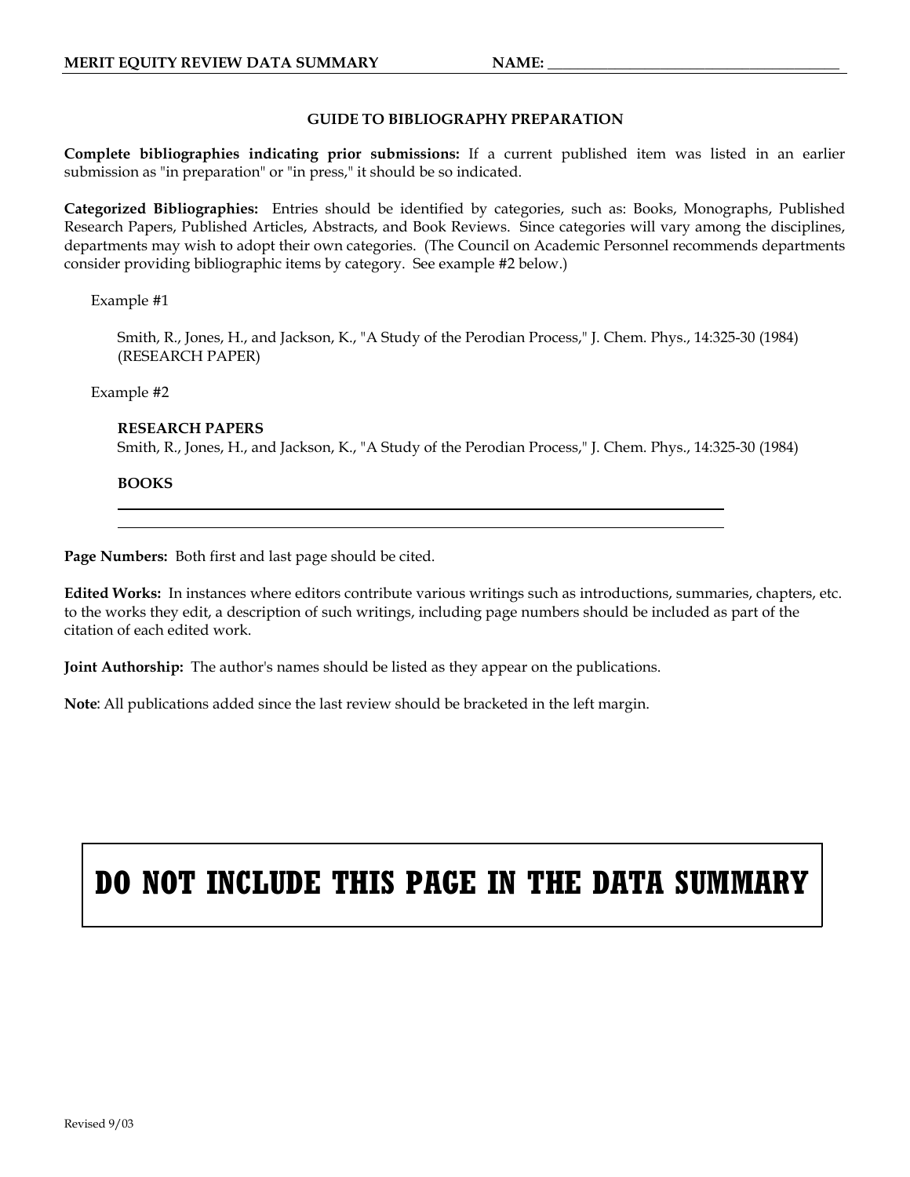## GUIDE TO BIBLIOGRAPHY PREPARATION

**Complete bibliographies indicating prior submissions:** If a current published item was listed in an earlier submission as "in preparation" or "in press," it should be so indicated.

**Categorized Bibliographies:** Entries should be identified by categories, such as: Books, Monographs, Published Research Papers, Published Articles, Abstracts, and Book Reviews. Since categories will vary among the disciplines, departments may wish to adopt their own categories. (The Council on Academic Personnel recommends departments consider providing bibliographic items by category. See example #2 below.)

Example #1

> Smith, R., Jones, H., and Jackson, K., "A Study of the Perodian Process," J. Chem. Phys., 14:325-30 (1984) (RESEARCH PAPER)

Example #2

> **RESEARCH PAPERS**
> Smith, R., Jones, H., and Jackson, K., "A Study of the Perodian Process," J. Chem. Phys., 14:325-30 (1984)
>
> **BOOKS**
>
> ______________________________________________________________
>
> ______________________________________________________________

**Page Numbers:** Both first and last page should be cited.

**Edited Works:** In instances where editors contribute various writings such as introductions, summaries, chapters, etc. to the works they edit, a description of such writings, including page numbers should be included as part of the citation of each edited work.

**Joint Authorship:** The author's names should be listed as they appear on the publications.

**Note**: All publications added since the last review should be bracketed in the left margin.

# DO NOT INCLUDE THIS PAGE IN THE DATA SUMMARY

Revised 9/03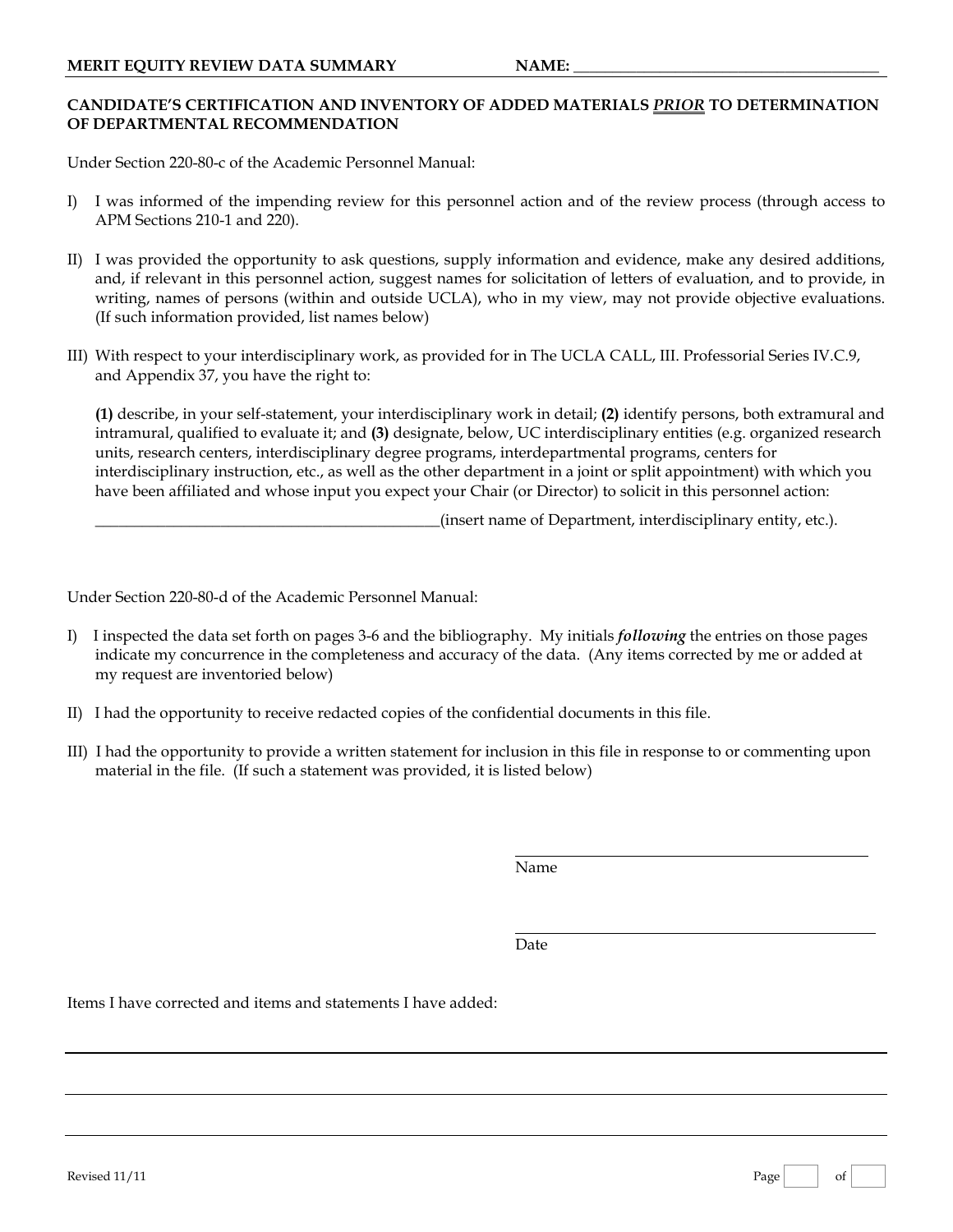**MERIT EQUITY REVIEW DATA SUMMARY** **NAME: \_\_\_\_\_\_\_\_\_\_\_\_\_\_\_\_\_\_\_\_\_\_\_\_\_\_\_\_\_\_\_\_\_\_\_\_\_\_\_\_**

## CANDIDATE'S CERTIFICATION AND INVENTORY OF ADDED MATERIALS *PRIOR* TO DETERMINATION OF DEPARTMENTAL RECOMMENDATION

Under Section 220-80-c of the Academic Personnel Manual:

I) I was informed of the impending review for this personnel action and of the review process (through access to APM Sections 210-1 and 220).

II) I was provided the opportunity to ask questions, supply information and evidence, make any desired additions, and, if relevant in this personnel action, suggest names for solicitation of letters of evaluation, and to provide, in writing, names of persons (within and outside UCLA), who in my view, may not provide objective evaluations. (If such information provided, list names below)

III) With respect to your interdisciplinary work, as provided for in The UCLA CALL, III. Professorial Series IV.C.9, and Appendix 37, you have the right to:

**(1)** describe, in your self-statement, your interdisciplinary work in detail; **(2)** identify persons, both extramural and intramural, qualified to evaluate it; and **(3)** designate, below, UC interdisciplinary entities (e.g. organized research units, research centers, interdisciplinary degree programs, interdepartmental programs, centers for interdisciplinary instruction, etc., as well as the other department in a joint or split appointment) with which you have been affiliated and whose input you expect your Chair (or Director) to solicit in this personnel action:

\_\_\_\_\_\_\_\_\_\_\_\_\_\_\_\_\_\_\_\_\_\_\_\_\_\_\_\_\_\_\_\_\_\_\_\_\_\_\_\_\_\_\_\_(insert name of Department, interdisciplinary entity, etc.).

Under Section 220-80-d of the Academic Personnel Manual:

I) I inspected the data set forth on pages 3-6 and the bibliography. My initials ***following*** the entries on those pages indicate my concurrence in the completeness and accuracy of the data. (Any items corrected by me or added at my request are inventoried below)

II) I had the opportunity to receive redacted copies of the confidential documents in this file.

III) I had the opportunity to provide a written statement for inclusion in this file in response to or commenting upon material in the file. (If such a statement was provided, it is listed below)

\_\_\_\_\_\_\_\_\_\_\_\_\_\_\_\_\_\_\_\_\_\_\_\_\_\_\_\_\_\_\_\_\_\_\_\_\_\_\_\_
Name

\_\_\_\_\_\_\_\_\_\_\_\_\_\_\_\_\_\_\_\_\_\_\_\_\_\_\_\_\_\_\_\_\_\_\_\_\_\_\_\_
Date

Items I have corrected and items and statements I have added:

\_\_\_\_\_\_\_\_\_\_\_\_\_\_\_\_\_\_\_\_\_\_\_\_\_\_\_\_\_\_\_\_\_\_\_\_\_\_\_\_\_\_\_\_\_\_\_\_\_\_\_\_\_\_\_\_\_\_\_\_\_\_\_\_\_\_\_\_\_\_\_\_\_\_\_\_

\_\_\_\_\_\_\_\_\_\_\_\_\_\_\_\_\_\_\_\_\_\_\_\_\_\_\_\_\_\_\_\_\_\_\_\_\_\_\_\_\_\_\_\_\_\_\_\_\_\_\_\_\_\_\_\_\_\_\_\_\_\_\_\_\_\_\_\_\_\_\_\_\_\_\_\_

\_\_\_\_\_\_\_\_\_\_\_\_\_\_\_\_\_\_\_\_\_\_\_\_\_\_\_\_\_\_\_\_\_\_\_\_\_\_\_\_\_\_\_\_\_\_\_\_\_\_\_\_\_\_\_\_\_\_\_\_\_\_\_\_\_\_\_\_\_\_\_\_\_\_\_\_

Revised 11/11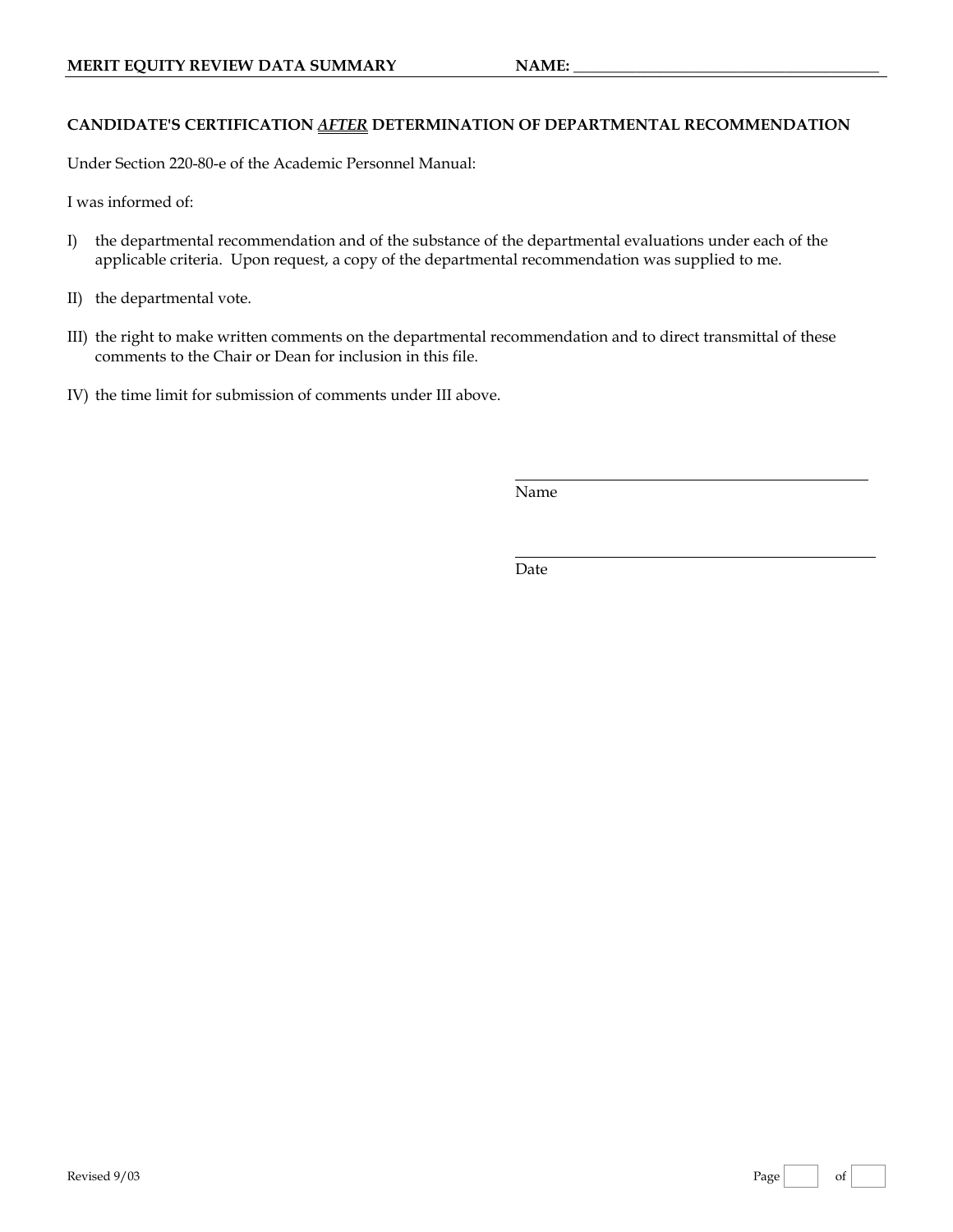**MERIT EQUITY REVIEW DATA SUMMARY** **NAME:** ______________________________

## CANDIDATE'S CERTIFICATION *AFTER* DETERMINATION OF DEPARTMENTAL RECOMMENDATION

Under Section 220-80-e of the Academic Personnel Manual:

I was informed of:

I) the departmental recommendation and of the substance of the departmental evaluations under each of the applicable criteria. Upon request, a copy of the departmental recommendation was supplied to me.

II) the departmental vote.

III) the right to make written comments on the departmental recommendation and to direct transmittal of these comments to the Chair or Dean for inclusion in this file.

IV) the time limit for submission of comments under III above.

______________________________
Name

______________________________
Date

Revised 9/03